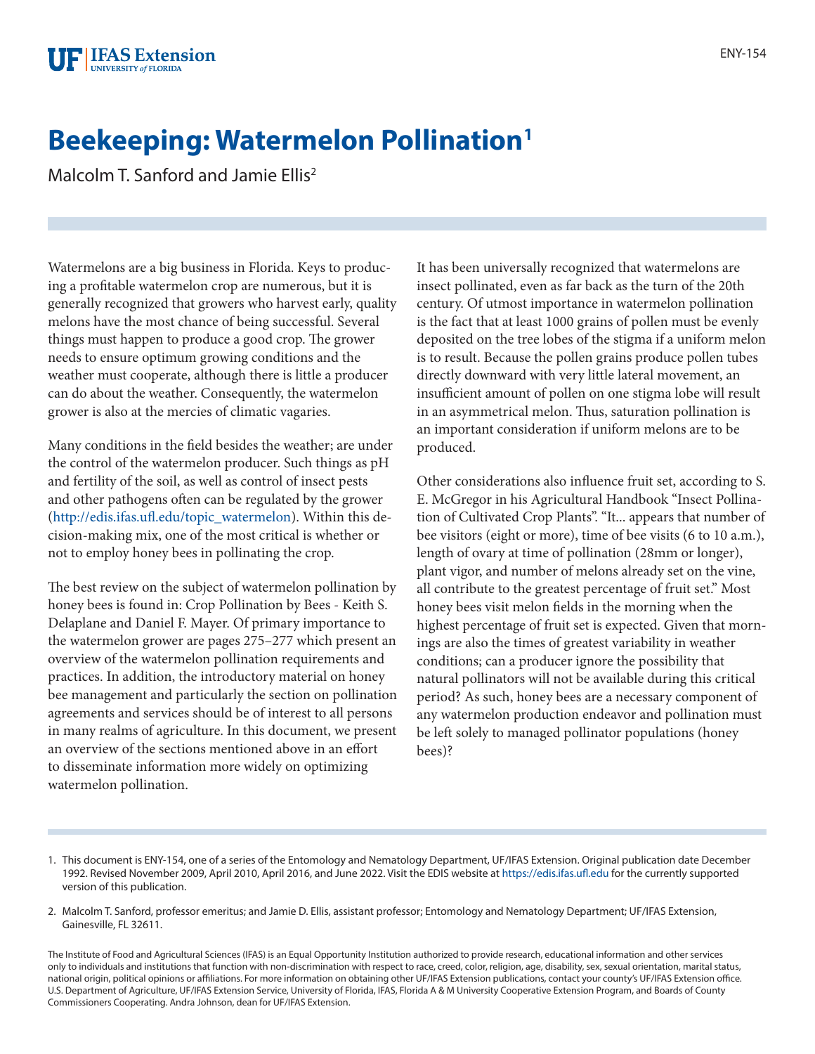# Beekeeping: Watermelon Pollination[1]

Malcolm T. Sanford and Jamie Ellis[2]

Watermelons are a big business in Florida. Keys to producing a profitable watermelon crop are numerous, but it is generally recognized that growers who harvest early, quality melons have the most chance of being successful. Several things must happen to produce a good crop. The grower needs to ensure optimum growing conditions and the weather must cooperate, although there is little a producer can do about the weather. Consequently, the watermelon grower is also at the mercies of climatic vagaries.

Many conditions in the field besides the weather; are under the control of the watermelon producer. Such things as pH and fertility of the soil, as well as control of insect pests and other pathogens often can be regulated by the grower (http://edis.ifas.ufl.edu/topic_watermelon). Within this decision-making mix, one of the most critical is whether or not to employ honey bees in pollinating the crop.

The best review on the subject of watermelon pollination by honey bees is found in: Crop Pollination by Bees - Keith S. Delaplane and Daniel F. Mayer. Of primary importance to the watermelon grower are pages 275–277 which present an overview of the watermelon pollination requirements and practices. In addition, the introductory material on honey bee management and particularly the section on pollination agreements and services should be of interest to all persons in many realms of agriculture. In this document, we present an overview of the sections mentioned above in an effort to disseminate information more widely on optimizing watermelon pollination.

It has been universally recognized that watermelons are insect pollinated, even as far back as the turn of the 20th century. Of utmost importance in watermelon pollination is the fact that at least 1000 grains of pollen must be evenly deposited on the tree lobes of the stigma if a uniform melon is to result. Because the pollen grains produce pollen tubes directly downward with very little lateral movement, an insufficient amount of pollen on one stigma lobe will result in an asymmetrical melon. Thus, saturation pollination is an important consideration if uniform melons are to be produced.

Other considerations also influence fruit set, according to S. E. McGregor in his Agricultural Handbook "Insect Pollination of Cultivated Crop Plants". "It... appears that number of bee visitors (eight or more), time of bee visits (6 to 10 a.m.), length of ovary at time of pollination (28mm or longer), plant vigor, and number of melons already set on the vine, all contribute to the greatest percentage of fruit set." Most honey bees visit melon fields in the morning when the highest percentage of fruit set is expected. Given that mornings are also the times of greatest variability in weather conditions; can a producer ignore the possibility that natural pollinators will not be available during this critical period? As such, honey bees are a necessary component of any watermelon production endeavor and pollination must be left solely to managed pollinator populations (honey bees)?

1. This document is ENY-154, one of a series of the Entomology and Nematology Department, UF/IFAS Extension. Original publication date December 1992. Revised November 2009, April 2010, April 2016, and June 2022. Visit the EDIS website at https://edis.ifas.ufl.edu for the currently supported version of this publication.

2. Malcolm T. Sanford, professor emeritus; and Jamie D. Ellis, assistant professor; Entomology and Nematology Department; UF/IFAS Extension, Gainesville, FL 32611.

The Institute of Food and Agricultural Sciences (IFAS) is an Equal Opportunity Institution authorized to provide research, educational information and other services only to individuals and institutions that function with non-discrimination with respect to race, creed, color, religion, age, disability, sex, sexual orientation, marital status, national origin, political opinions or affiliations. For more information on obtaining other UF/IFAS Extension publications, contact your county's UF/IFAS Extension office. U.S. Department of Agriculture, UF/IFAS Extension Service, University of Florida, IFAS, Florida A & M University Cooperative Extension Program, and Boards of County Commissioners Cooperating. Andra Johnson, dean for UF/IFAS Extension.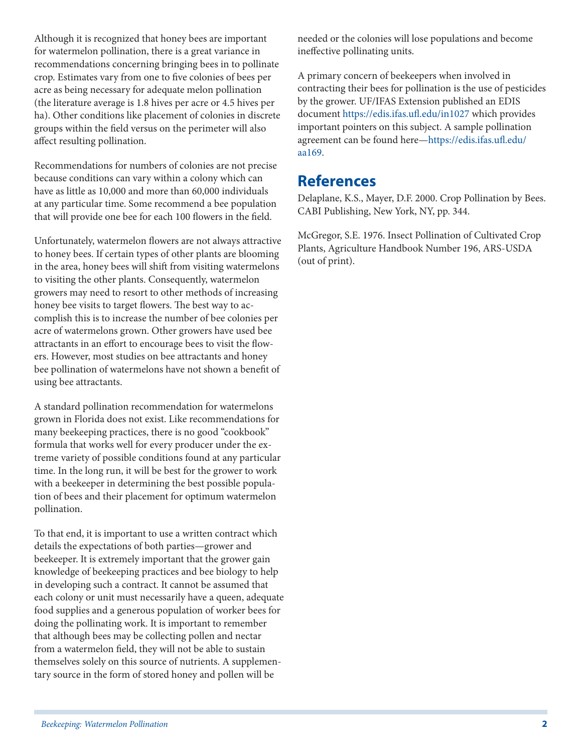Although it is recognized that honey bees are important for watermelon pollination, there is a great variance in recommendations concerning bringing bees in to pollinate crop. Estimates vary from one to five colonies of bees per acre as being necessary for adequate melon pollination (the literature average is 1.8 hives per acre or 4.5 hives per ha). Other conditions like placement of colonies in discrete groups within the field versus on the perimeter will also affect resulting pollination.

Recommendations for numbers of colonies are not precise because conditions can vary within a colony which can have as little as 10,000 and more than 60,000 individuals at any particular time. Some recommend a bee population that will provide one bee for each 100 flowers in the field.

Unfortunately, watermelon flowers are not always attractive to honey bees. If certain types of other plants are blooming in the area, honey bees will shift from visiting watermelons to visiting the other plants. Consequently, watermelon growers may need to resort to other methods of increasing honey bee visits to target flowers. The best way to accomplish this is to increase the number of bee colonies per acre of watermelons grown. Other growers have used bee attractants in an effort to encourage bees to visit the flowers. However, most studies on bee attractants and honey bee pollination of watermelons have not shown a benefit of using bee attractants.

A standard pollination recommendation for watermelons grown in Florida does not exist. Like recommendations for many beekeeping practices, there is no good "cookbook" formula that works well for every producer under the extreme variety of possible conditions found at any particular time. In the long run, it will be best for the grower to work with a beekeeper in determining the best possible population of bees and their placement for optimum watermelon pollination.

To that end, it is important to use a written contract which details the expectations of both parties—grower and beekeeper. It is extremely important that the grower gain knowledge of beekeeping practices and bee biology to help in developing such a contract. It cannot be assumed that each colony or unit must necessarily have a queen, adequate food supplies and a generous population of worker bees for doing the pollinating work. It is important to remember that although bees may be collecting pollen and nectar from a watermelon field, they will not be able to sustain themselves solely on this source of nutrients. A supplementary source in the form of stored honey and pollen will be needed or the colonies will lose populations and become ineffective pollinating units.

A primary concern of beekeepers when involved in contracting their bees for pollination is the use of pesticides by the grower. UF/IFAS Extension published an EDIS document https://edis.ifas.ufl.edu/in1027 which provides important pointers on this subject. A sample pollination agreement can be found here—https://edis.ifas.ufl.edu/aa169.

## References

Delaplane, K.S., Mayer, D.F. 2000. Crop Pollination by Bees. CABI Publishing, New York, NY, pp. 344.

McGregor, S.E. 1976. Insect Pollination of Cultivated Crop Plants, Agriculture Handbook Number 196, ARS-USDA (out of print).